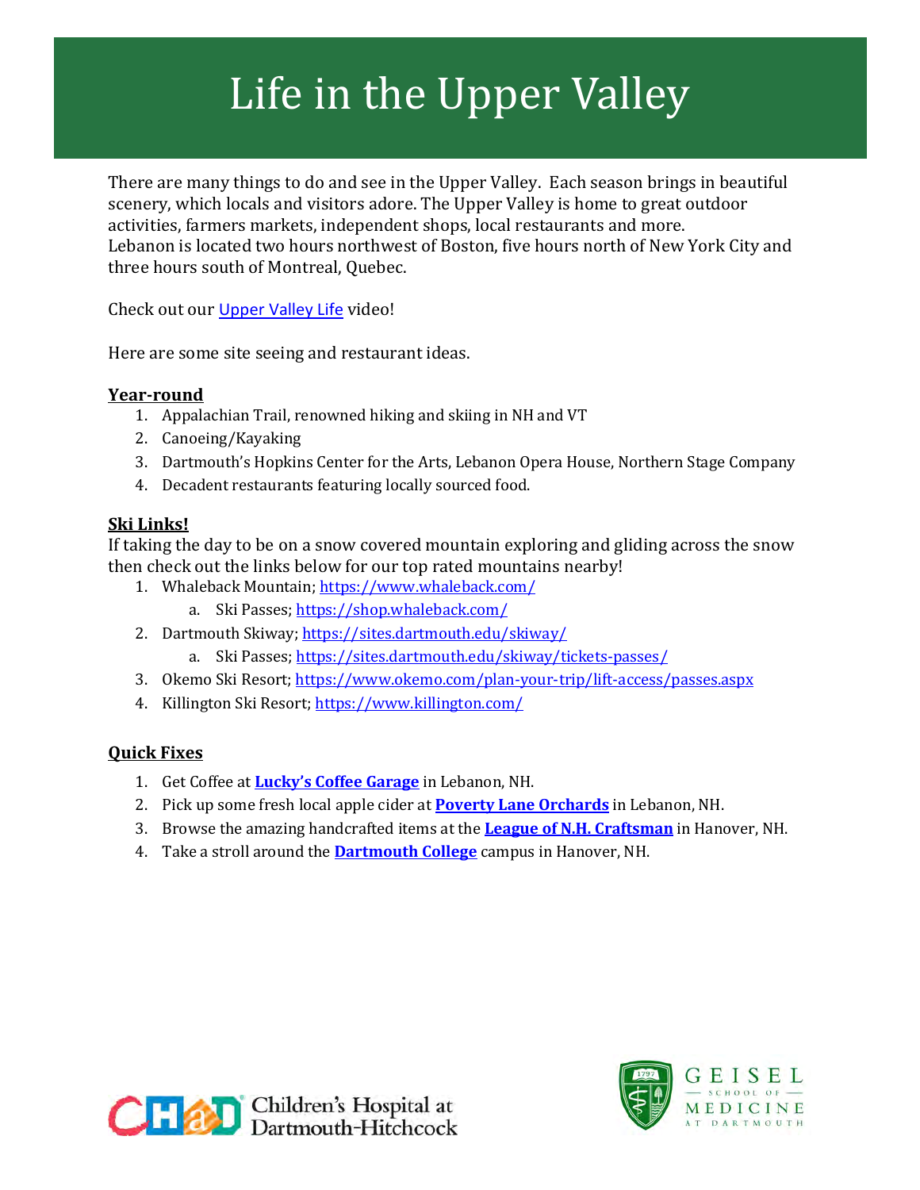# Life in the Upper Valley

There are many things to do and see in the Upper Valley. Each season brings in beautiful scenery, which locals and visitors adore. The Upper Valley is home to great outdoor activities, farmers markets, independent shops, local restaurants and more.
Lebanon is located two hours northwest of Boston, five hours north of New York City and three hours south of Montreal, Quebec.

Check out our Upper Valley Life video!

Here are some site seeing and restaurant ideas.

**Year-round**

1. Appalachian Trail, renowned hiking and skiing in NH and VT
2. Canoeing/Kayaking
3. Dartmouth's Hopkins Center for the Arts, Lebanon Opera House, Northern Stage Company
4. Decadent restaurants featuring locally sourced food.

**Ski Links!**

If taking the day to be on a snow covered mountain exploring and gliding across the snow then check out the links below for our top rated mountains nearby!

1. Whaleback Mountain; https://www.whaleback.com/
   a. Ski Passes; https://shop.whaleback.com/
2. Dartmouth Skiway; https://sites.dartmouth.edu/skiway/
   a. Ski Passes; https://sites.dartmouth.edu/skiway/tickets-passes/
3. Okemo Ski Resort; https://www.okemo.com/plan-your-trip/lift-access/passes.aspx
4. Killington Ski Resort; https://www.killington.com/

**Quick Fixes**

1. Get Coffee at **Lucky's Coffee Garage** in Lebanon, NH.
2. Pick up some fresh local apple cider at **Poverty Lane Orchards** in Lebanon, NH.
3. Browse the amazing handcrafted items at the **League of N.H. Craftsman** in Hanover, NH.
4. Take a stroll around the **Dartmouth College** campus in Hanover, NH.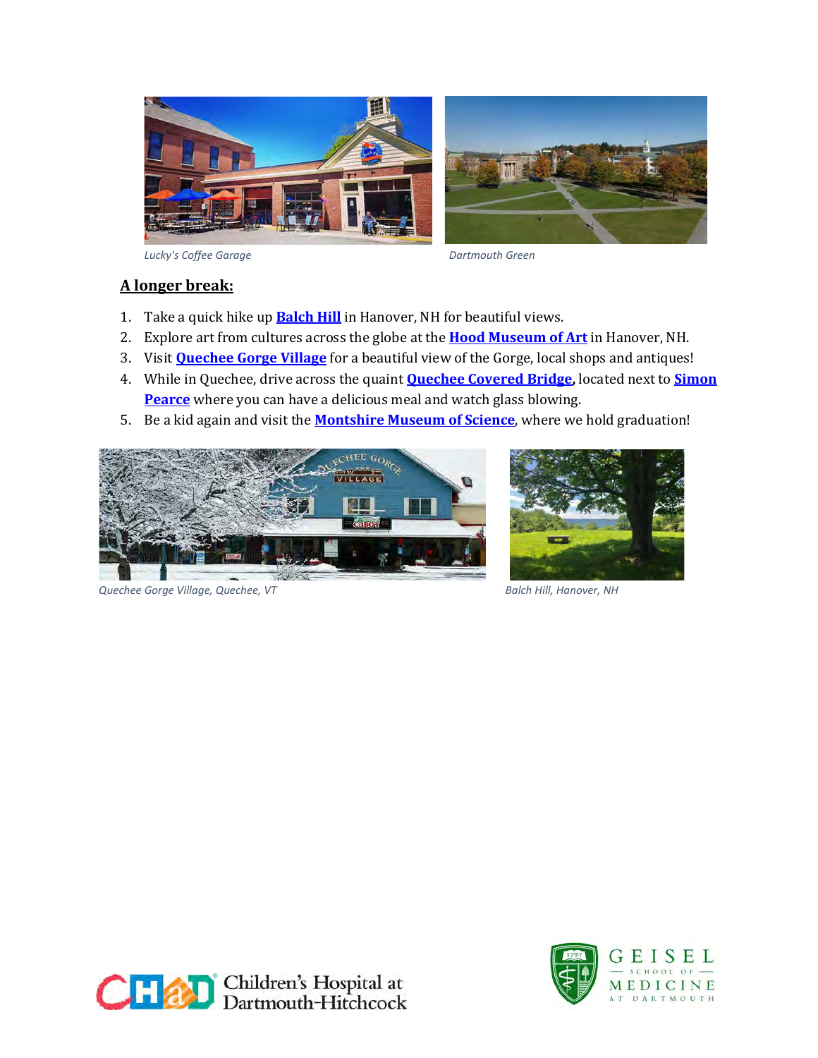*Lucky's Coffee Garage*

*Dartmouth Green*

**A longer break:**

1. Take a quick hike up **Balch Hill** in Hanover, NH for beautiful views.
2. Explore art from cultures across the globe at the **Hood Museum of Art** in Hanover, NH.
3. Visit **Quechee Gorge Village** for a beautiful view of the Gorge, local shops and antiques!
4. While in Quechee, drive across the quaint **Quechee Covered Bridge**, located next to **Simon Pearce** where you can have a delicious meal and watch glass blowing.
5. Be a kid again and visit the **Montshire Museum of Science**, where we hold graduation!

*Quechee Gorge Village, Quechee, VT*

*Balch Hill, Hanover, NH*